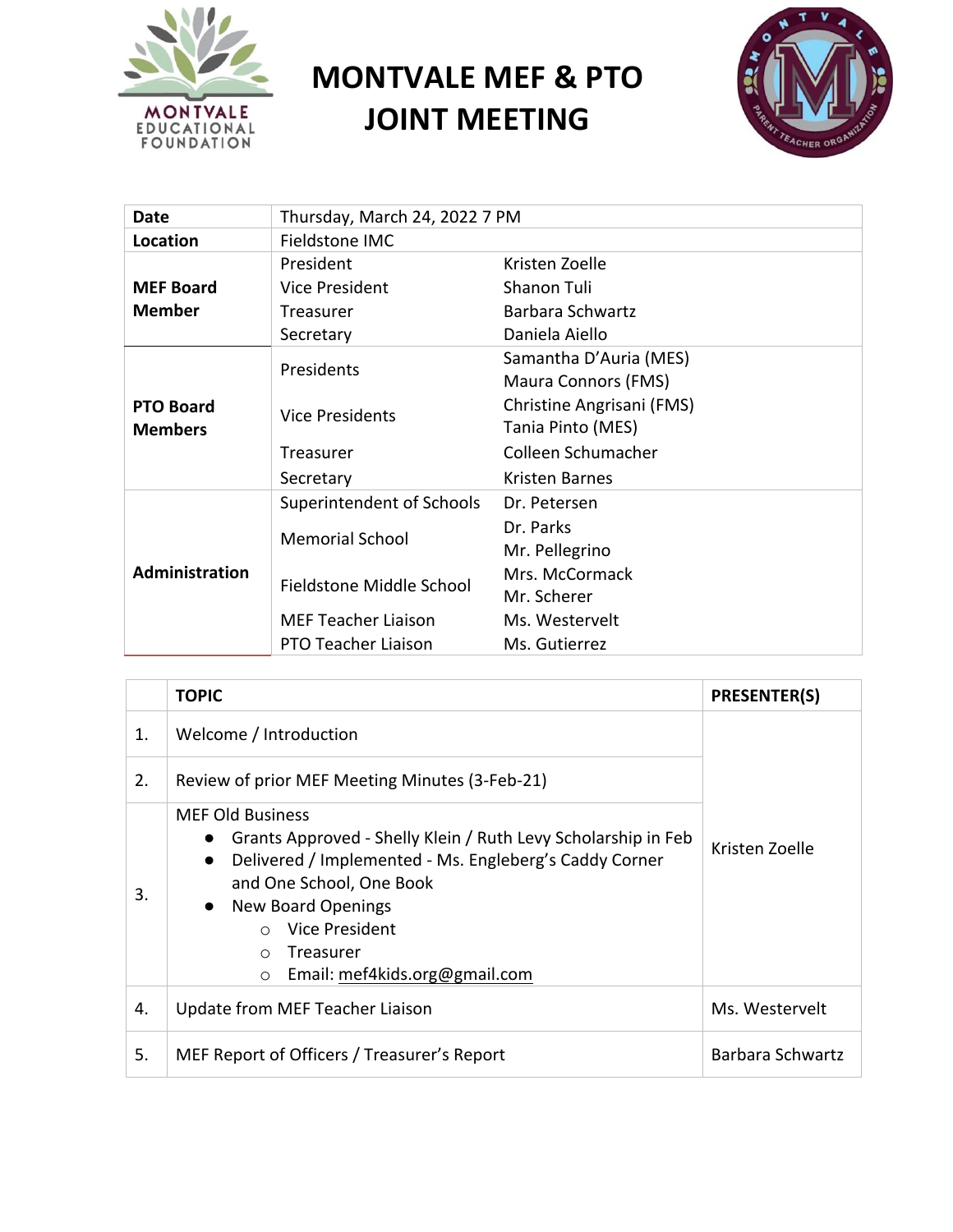# MONTVALE MEF & PTO JOINT MEETING

| | | |
|---|---|---|
| **Date** | Thursday, March 24, 2022 7 PM | |
| **Location** | Fieldstone IMC | |
| **MEF Board Member** | President | Kristen Zoelle |
| | Vice President | Shanon Tuli |
| | Treasurer | Barbara Schwartz |
| | Secretary | Daniela Aiello |
| **PTO Board Members** | Presidents | Samantha D'Auria (MES)<br>Maura Connors (FMS) |
| | Vice Presidents | Christine Angrisani (FMS)<br>Tania Pinto (MES) |
| | Treasurer | Colleen Schumacher |
| | Secretary | Kristen Barnes |
| **Administration** | Superintendent of Schools | Dr. Petersen |
| | Memorial School | Dr. Parks<br>Mr. Pellegrino |
| | Fieldstone Middle School | Mrs. McCormack<br>Mr. Scherer |
| | MEF Teacher Liaison | Ms. Westervelt |
| | PTO Teacher Liaison | Ms. Gutierrez |

| | **TOPIC** | **PRESENTER(S)** |
|---|---|---|
| 1. | Welcome / Introduction | Kristen Zoelle |
| 2. | Review of prior MEF Meeting Minutes (3-Feb-21) | Kristen Zoelle |
| 3. | MEF Old Business<br>• Grants Approved - Shelly Klein / Ruth Levy Scholarship in Feb<br>• Delivered / Implemented - Ms. Engleberg's Caddy Corner and One School, One Book<br>• New Board Openings<br>  ○ Vice President<br>  ○ Treasurer<br>  ○ Email: mef4kids.org@gmail.com | Kristen Zoelle |
| 4. | Update from MEF Teacher Liaison | Ms. Westervelt |
| 5. | MEF Report of Officers / Treasurer's Report | Barbara Schwartz |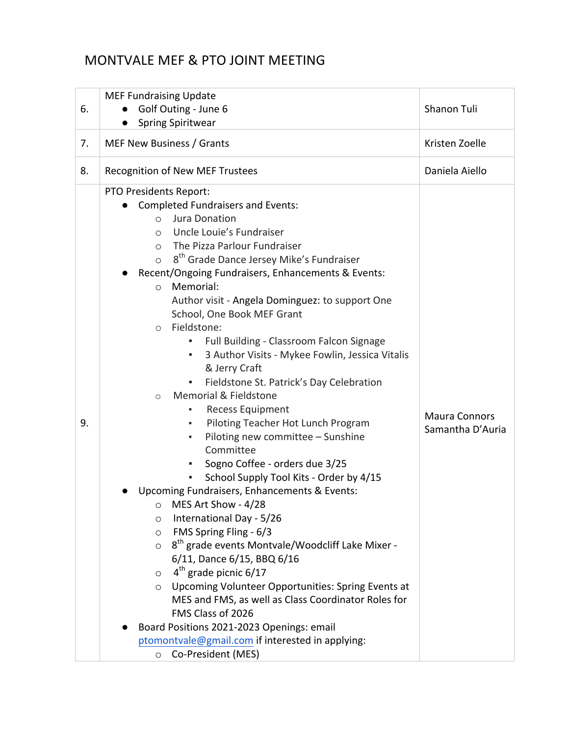# MONTVALE MEF & PTO JOINT MEETING

| | | |
|---|---|---|
| 6. | MEF Fundraising Update<br>● Golf Outing - June 6<br>● Spring Spiritwear | Shanon Tuli |
| 7. | MEF New Business / Grants | Kristen Zoelle |
| 8. | Recognition of New MEF Trustees | Daniela Aiello |
| 9. | PTO Presidents Report:<br>● Completed Fundraisers and Events:<br>○ Jura Donation<br>○ Uncle Louie's Fundraiser<br>○ The Pizza Parlour Fundraiser<br>○ 8th Grade Dance Jersey Mike's Fundraiser<br>● Recent/Ongoing Fundraisers, Enhancements & Events:<br>○ Memorial:<br>Author visit - Angela Dominguez: to support One School, One Book MEF Grant<br>○ Fieldstone:<br>▪ Full Building - Classroom Falcon Signage<br>▪ 3 Author Visits - Mykee Fowlin, Jessica Vitalis & Jerry Craft<br>▪ Fieldstone St. Patrick's Day Celebration<br>○ Memorial & Fieldstone<br>▪ Recess Equipment<br>▪ Piloting Teacher Hot Lunch Program<br>▪ Piloting new committee – Sunshine Committee<br>▪ Sogno Coffee - orders due 3/25<br>▪ School Supply Tool Kits - Order by 4/15<br>● Upcoming Fundraisers, Enhancements & Events:<br>○ MES Art Show - 4/28<br>○ International Day - 5/26<br>○ FMS Spring Fling - 6/3<br>○ 8th grade events Montvale/Woodcliff Lake Mixer - 6/11, Dance 6/15, BBQ 6/16<br>○ 4th grade picnic 6/17<br>○ Upcoming Volunteer Opportunities: Spring Events at MES and FMS, as well as Class Coordinator Roles for FMS Class of 2026<br>● Board Positions 2021-2023 Openings: email ptomontvale@gmail.com if interested in applying:<br>○ Co-President (MES) | Maura Connors<br>Samantha D'Auria |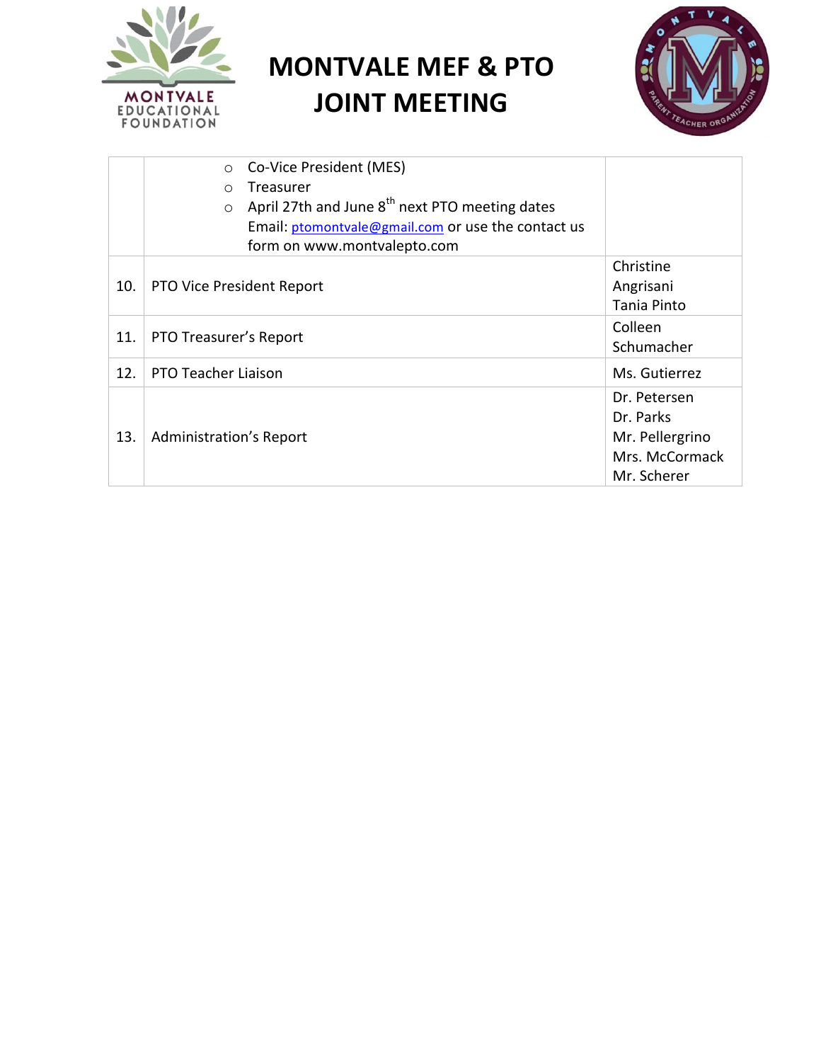# MONTVALE MEF & PTO JOINT MEETING

| | | |
|---|---|---|
| | ○ Co-Vice President (MES)<br>○ Treasurer<br>○ April 27th and June 8th next PTO meeting dates<br>Email: ptomontvale@gmail.com or use the contact us form on www.montvalepto.com | |
| 10. | PTO Vice President Report | Christine Angrisani<br>Tania Pinto |
| 11. | PTO Treasurer's Report | Colleen Schumacher |
| 12. | PTO Teacher Liaison | Ms. Gutierrez |
| 13. | Administration's Report | Dr. Petersen<br>Dr. Parks<br>Mr. Pellergrino<br>Mrs. McCormack<br>Mr. Scherer |